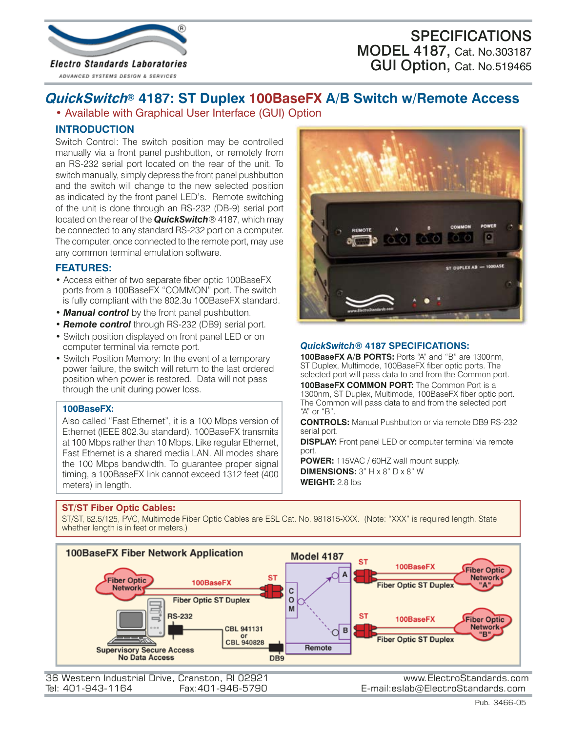Electro Standards Laboratories

ADVANCED SYSTEMS DESIGN & SERVICES

# SPECIFICATIONS
## MODEL 4187, Cat. No.303187
## GUI Option, Cat. No.519465

# *QuickSwitch*® 4187: ST Duplex 100BaseFX A/B Switch w/Remote Access

- Available with Graphical User Interface (GUI) Option

## INTRODUCTION

Switch Control: The switch position may be controlled manually via a front panel pushbutton, or remotely from an RS-232 serial port located on the rear of the unit. To switch manually, simply depress the front panel pushbutton and the switch will change to the new selected position as indicated by the front panel LED's. Remote switching of the unit is done through an RS-232 (DB-9) serial port located on the rear of the ***QuickSwitch***® 4187, which may be connected to any standard RS-232 port on a computer. The computer, once connected to the remote port, may use any common terminal emulation software.

## FEATURES:

- Access either of two separate fiber optic 100BaseFX ports from a 100BaseFX "COMMON" port. The switch is fully compliant with the 802.3u 100BaseFX standard.
- ***Manual control*** by the front panel pushbutton.
- ***Remote control*** through RS-232 (DB9) serial port.
- Switch position displayed on front panel LED or on computer terminal via remote port.
- Switch Position Memory: In the event of a temporary power failure, the switch will return to the last ordered position when power is restored. Data will not pass through the unit during power loss.

### 100BaseFX:

Also called "Fast Ethernet", it is a 100 Mbps version of Ethernet (IEEE 802.3u standard). 100BaseFX transmits at 100 Mbps rather than 10 Mbps. Like regular Ethernet, Fast Ethernet is a shared media LAN. All modes share the 100 Mbps bandwidth. To guarantee proper signal timing, a 100BaseFX link cannot exceed 1312 feet (400 meters) in length.

## *QuickSwitch*® 4187 SPECIFICATIONS:

**100BaseFX A/B PORTS:** Ports "A" and "B" are 1300nm, ST Duplex, Multimode, 100BaseFX fiber optic ports. The selected port will pass data to and from the Common port.

**100BaseFX COMMON PORT:** The Common Port is a 1300nm, ST Duplex, Multimode, 100BaseFX fiber optic port. The Common will pass data to and from the selected port "A" or "B".

**CONTROLS:** Manual Pushbutton or via remote DB9 RS-232 serial port.

**DISPLAY:** Front panel LED or computer terminal via remote port.

**POWER:** 115VAC / 60HZ wall mount supply.

**DIMENSIONS:** 3" H x 8" D x 8" W

**WEIGHT:** 2.8 lbs

### ST/ST Fiber Optic Cables:

ST/ST, 62.5/125, PVC, Multimode Fiber Optic Cables are ESL Cat. No. 981815-XXX. (Note: "XXX" is required length. State whether length is in feet or meters.)

### 100BaseFX Fiber Network Application

Model 4187

Fiber Optic Network

100BaseFX

ST

Fiber Optic ST Duplex

RS-232

CBL 941131 or CBL 940828

Supervisory Secure Access
No Data Access

DB9

COM

Remote

A

B

Fiber Optic Network "A"

Fiber Optic Network "B"

36 Western Industrial Drive, Cranston, RI 02921
Tel: 401-943-1164 Fax:401-946-5790

www.ElectroStandards.com
E-mail:eslab@ElectroStandards.com

Pub. 3466-05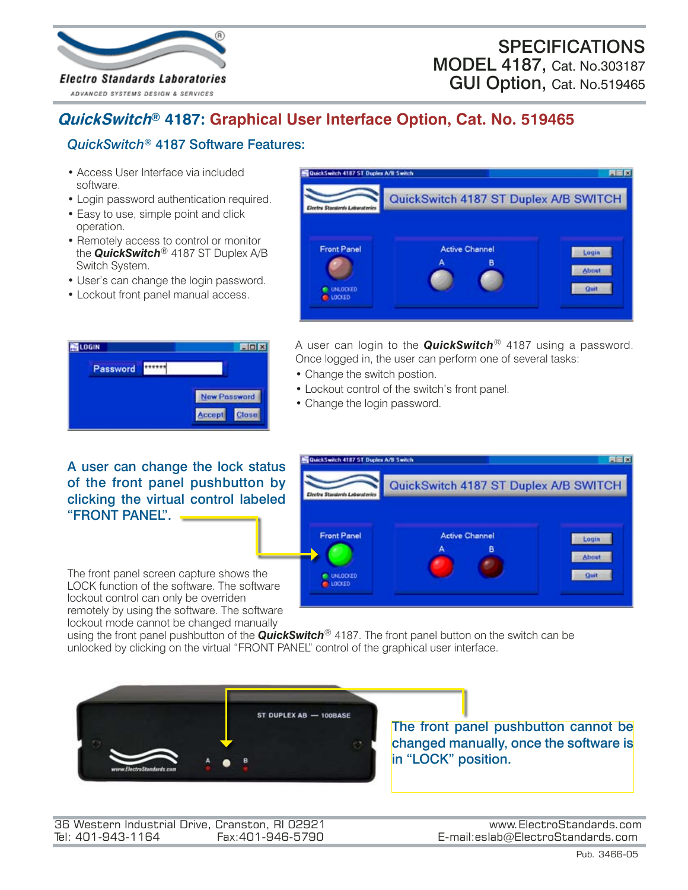SPECIFICATIONS
MODEL 4187, Cat. No.303187
GUI Option, Cat. No.519465

## *QuickSwitch*® 4187: Graphical User Interface Option, Cat. No. 519465

### *QuickSwitch*® 4187 Software Features:

- Access User Interface via included software.
- Login password authentication required.
- Easy to use, simple point and click operation.
- Remotely access to control or monitor the ***QuickSwitch***® 4187 ST Duplex A/B Switch System.
- User's can change the login password.
- Lockout front panel manual access.

A user can login to the ***QuickSwitch***® 4187 using a password. Once logged in, the user can perform one of several tasks:

- Change the switch postion.
- Lockout control of the switch's front panel.
- Change the login password.

**A user can change the lock status of the front panel pushbutton by clicking the virtual control labeled "FRONT PANEL".**

The front panel screen capture shows the LOCK function of the software. The software lockout control can only be overriden remotely by using the software. The software lockout mode cannot be changed manually using the front panel pushbutton of the ***QuickSwitch***® 4187. The front panel button on the switch can be unlocked by clicking on the virtual "FRONT PANEL" control of the graphical user interface.

**The front panel pushbutton cannot be changed manually, once the software is in "LOCK" position.**

36 Western Industrial Drive, Cranston, RI 02921
Tel: 401-943-1164 Fax:401-946-5790
www.ElectroStandards.com
E-mail:eslab@ElectroStandards.com
Pub. 3466-05